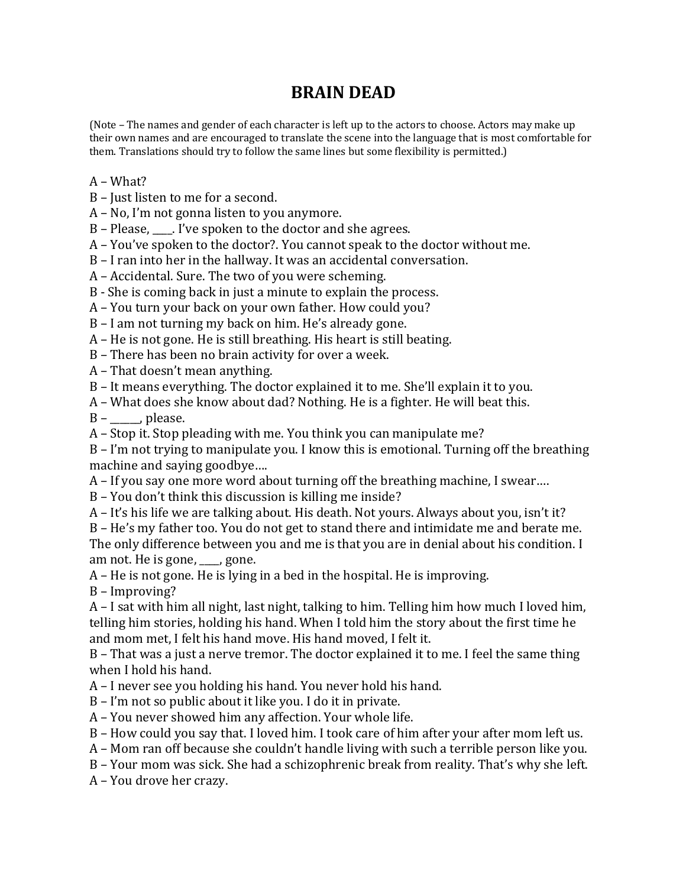# BRAIN DEAD

(Note – The names and gender of each character is left up to the actors to choose. Actors may make up their own names and are encouraged to translate the scene into the language that is most comfortable for them. Translations should try to follow the same lines but some flexibility is permitted.)

A – What?
B – Just listen to me for a second.
A – No, I'm not gonna listen to you anymore.
B – Please, ____. I've spoken to the doctor and she agrees.
A – You've spoken to the doctor?. You cannot speak to the doctor without me.
B – I ran into her in the hallway. It was an accidental conversation.
A – Accidental. Sure. The two of you were scheming.
B - She is coming back in just a minute to explain the process.
A – You turn your back on your own father. How could you?
B – I am not turning my back on him. He's already gone.
A – He is not gone. He is still breathing. His heart is still beating.
B – There has been no brain activity for over a week.
A – That doesn't mean anything.
B – It means everything. The doctor explained it to me. She'll explain it to you.
A – What does she know about dad? Nothing. He is a fighter. He will beat this.
B – ______, please.
A – Stop it. Stop pleading with me. You think you can manipulate me?
B – I'm not trying to manipulate you. I know this is emotional. Turning off the breathing machine and saying goodbye….
A – If you say one more word about turning off the breathing machine, I swear….
B – You don't think this discussion is killing me inside?
A – It's his life we are talking about. His death. Not yours. Always about you, isn't it?
B – He's my father too. You do not get to stand there and intimidate me and berate me. The only difference between you and me is that you are in denial about his condition. I am not. He is gone, ____, gone.
A – He is not gone. He is lying in a bed in the hospital. He is improving.
B – Improving?
A – I sat with him all night, last night, talking to him. Telling him how much I loved him, telling him stories, holding his hand. When I told him the story about the first time he and mom met, I felt his hand move. His hand moved, I felt it.
B – That was a just a nerve tremor. The doctor explained it to me. I feel the same thing when I hold his hand.
A – I never see you holding his hand. You never hold his hand.
B – I'm not so public about it like you. I do it in private.
A – You never showed him any affection. Your whole life.
B – How could you say that. I loved him. I took care of him after your after mom left us.
A – Mom ran off because she couldn't handle living with such a terrible person like you.
B – Your mom was sick. She had a schizophrenic break from reality. That's why she left.
A – You drove her crazy.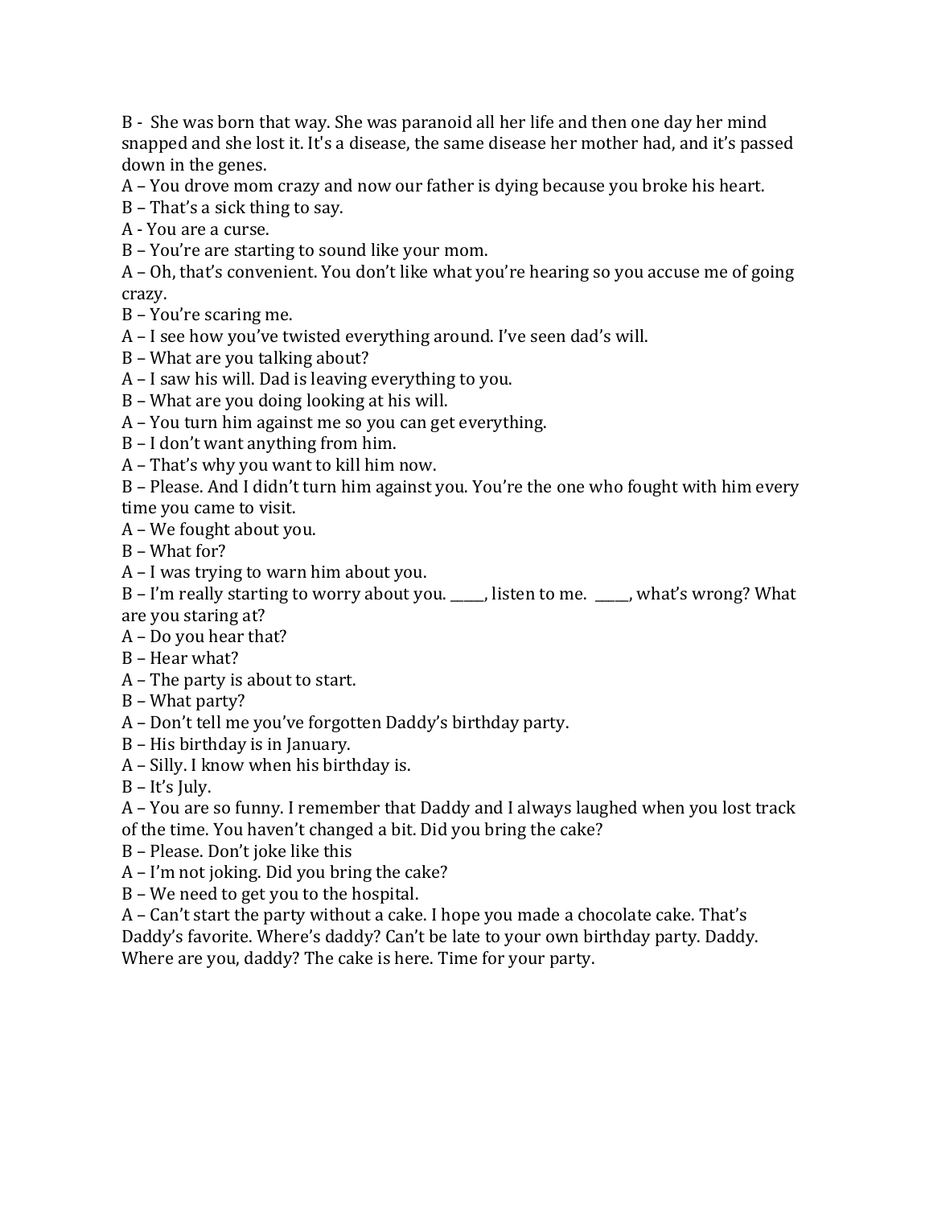B - She was born that way. She was paranoid all her life and then one day her mind snapped and she lost it. It's a disease, the same disease her mother had, and it's passed down in the genes.

A – You drove mom crazy and now our father is dying because you broke his heart.

B – That's a sick thing to say.

A - You are a curse.

B – You're are starting to sound like your mom.

A – Oh, that's convenient. You don't like what you're hearing so you accuse me of going crazy.

B – You're scaring me.

A – I see how you've twisted everything around. I've seen dad's will.

B – What are you talking about?

A – I saw his will. Dad is leaving everything to you.

B – What are you doing looking at his will.

A – You turn him against me so you can get everything.

B – I don't want anything from him.

A – That's why you want to kill him now.

B – Please. And I didn't turn him against you. You're the one who fought with him every time you came to visit.

A – We fought about you.

B – What for?

A – I was trying to warn him about you.

B – I'm really starting to worry about you. _____, listen to me. _____, what's wrong? What are you staring at?

A – Do you hear that?

B – Hear what?

A – The party is about to start.

B – What party?

A – Don't tell me you've forgotten Daddy's birthday party.

B – His birthday is in January.

A – Silly. I know when his birthday is.

B – It's July.

A – You are so funny. I remember that Daddy and I always laughed when you lost track of the time. You haven't changed a bit. Did you bring the cake?

B – Please. Don't joke like this

A – I'm not joking. Did you bring the cake?

B – We need to get you to the hospital.

A – Can't start the party without a cake. I hope you made a chocolate cake. That's Daddy's favorite. Where's daddy? Can't be late to your own birthday party. Daddy. Where are you, daddy? The cake is here. Time for your party.